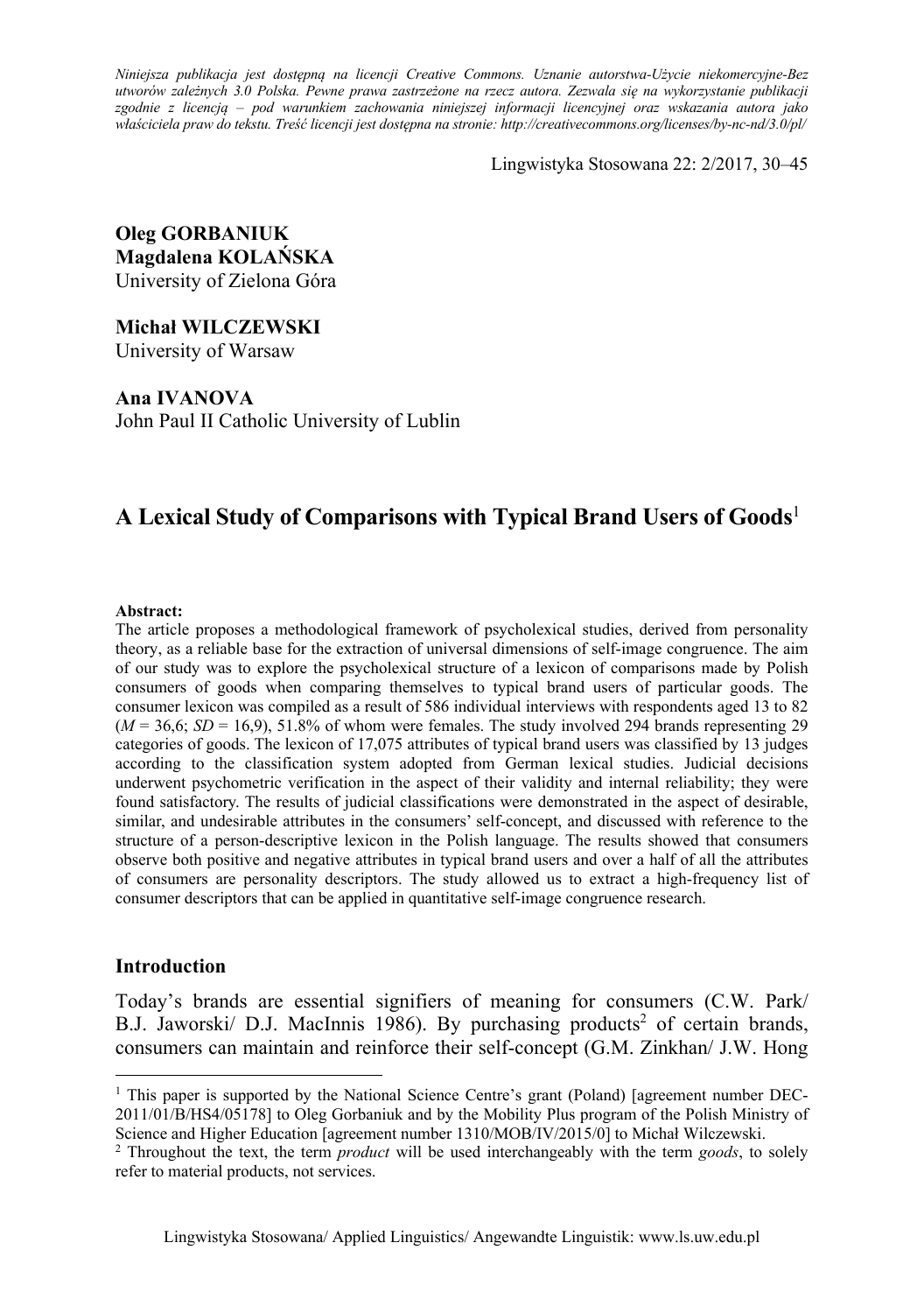*Niniejsza publikacja jest dostępną na licencji Creative Commons. Uznanie autorstwa-Użycie niekomercyjne-Bez utworów zależnych 3.0 Polska. Pewne prawa zastrzeżone na rzecz autora. Zezwala się na wykorzystanie publikacji zgodnie z licencją – pod warunkiem zachowania niniejszej informacji licencyjnej oraz wskazania autora jako właściciela praw do tekstu. Treść licencji jest dostępna na stronie: http://creativecommons.org/licenses/by-nc-nd/3.0/pl/*

**Oleg GORBANIUK**
**Magdalena KOLAŃSKA**
University of Zielona Góra

**Michał WILCZEWSKI**
University of Warsaw

**Ana IVANOVA**
John Paul II Catholic University of Lublin

# A Lexical Study of Comparisons with Typical Brand Users of Goods[1]

**Abstract:**
The article proposes a methodological framework of psycholexical studies, derived from personality theory, as a reliable base for the extraction of universal dimensions of self-image congruence. The aim of our study was to explore the psycholexical structure of a lexicon of comparisons made by Polish consumers of goods when comparing themselves to typical brand users of particular goods. The consumer lexicon was compiled as a result of 586 individual interviews with respondents aged 13 to 82 ($M$ = 36,6; $SD$ = 16,9), 51.8% of whom were females. The study involved 294 brands representing 29 categories of goods. The lexicon of 17,075 attributes of typical brand users was classified by 13 judges according to the classification system adopted from German lexical studies. Judicial decisions underwent psychometric verification in the aspect of their validity and internal reliability; they were found satisfactory. The results of judicial classifications were demonstrated in the aspect of desirable, similar, and undesirable attributes in the consumers' self-concept, and discussed with reference to the structure of a person-descriptive lexicon in the Polish language. The results showed that consumers observe both positive and negative attributes in typical brand users and over a half of all the attributes of consumers are personality descriptors. The study allowed us to extract a high-frequency list of consumer descriptors that can be applied in quantitative self-image congruence research.

## Introduction

Today's brands are essential signifiers of meaning for consumers (C.W. Park/ B.J. Jaworski/ D.J. MacInnis 1986). By purchasing products[2] of certain brands, consumers can maintain and reinforce their self-concept (G.M. Zinkhan/ J.W. Hong

[1] This paper is supported by the National Science Centre's grant (Poland) [agreement number DEC-2011/01/B/HS4/05178] to Oleg Gorbaniuk and by the Mobility Plus program of the Polish Ministry of Science and Higher Education [agreement number 1310/MOB/IV/2015/0] to Michał Wilczewski.

[2] Throughout the text, the term *product* will be used interchangeably with the term *goods*, to solely refer to material products, not services.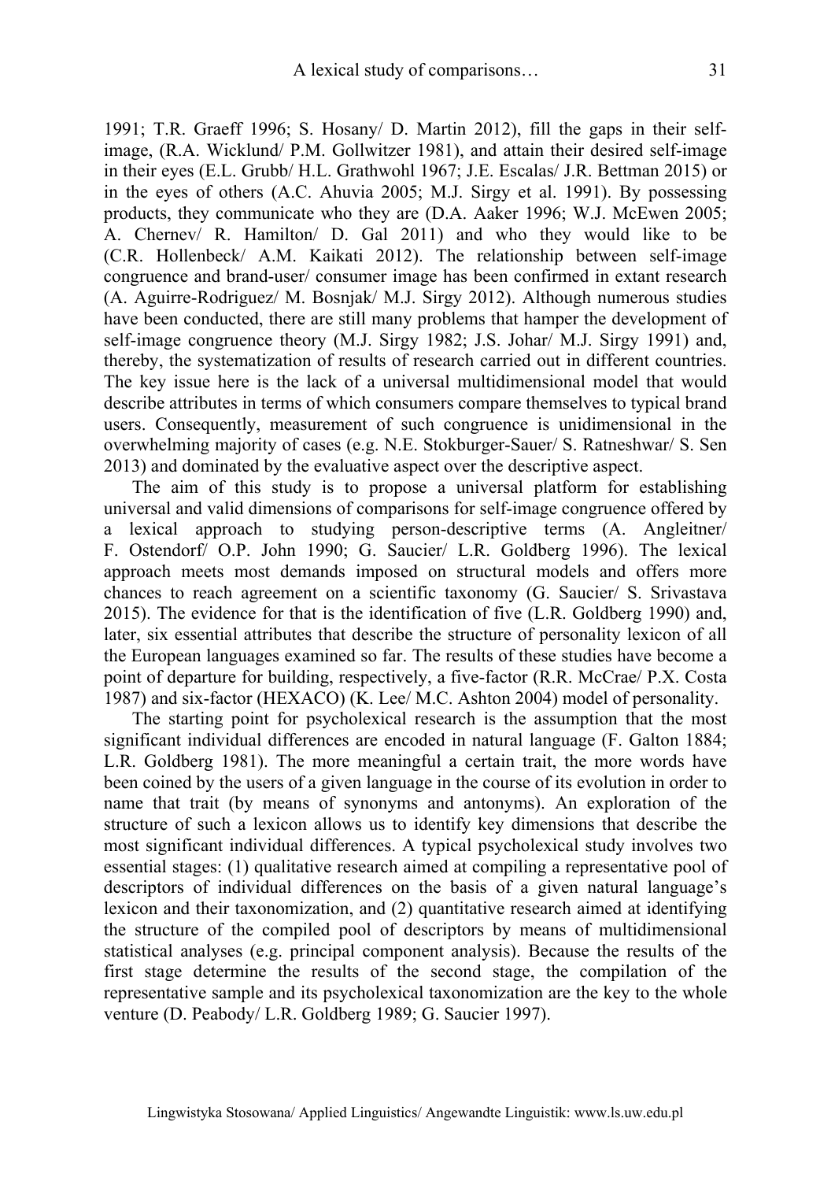1991; T.R. Graeff 1996; S. Hosany/ D. Martin 2012), fill the gaps in their self-image, (R.A. Wicklund/ P.M. Gollwitzer 1981), and attain their desired self-image in their eyes (E.L. Grubb/ H.L. Grathwohl 1967; J.E. Escalas/ J.R. Bettman 2015) or in the eyes of others (A.C. Ahuvia 2005; M.J. Sirgy et al. 1991). By possessing products, they communicate who they are (D.A. Aaker 1996; W.J. McEwen 2005; A. Chernev/ R. Hamilton/ D. Gal 2011) and who they would like to be (C.R. Hollenbeck/ A.M. Kaikati 2012). The relationship between self-image congruence and brand-user/ consumer image has been confirmed in extant research (A. Aguirre-Rodriguez/ M. Bosnjak/ M.J. Sirgy 2012). Although numerous studies have been conducted, there are still many problems that hamper the development of self-image congruence theory (M.J. Sirgy 1982; J.S. Johar/ M.J. Sirgy 1991) and, thereby, the systematization of results of research carried out in different countries. The key issue here is the lack of a universal multidimensional model that would describe attributes in terms of which consumers compare themselves to typical brand users. Consequently, measurement of such congruence is unidimensional in the overwhelming majority of cases (e.g. N.E. Stokburger-Sauer/ S. Ratneshwar/ S. Sen 2013) and dominated by the evaluative aspect over the descriptive aspect.

The aim of this study is to propose a universal platform for establishing universal and valid dimensions of comparisons for self-image congruence offered by a lexical approach to studying person-descriptive terms (A. Angleitner/ F. Ostendorf/ O.P. John 1990; G. Saucier/ L.R. Goldberg 1996). The lexical approach meets most demands imposed on structural models and offers more chances to reach agreement on a scientific taxonomy (G. Saucier/ S. Srivastava 2015). The evidence for that is the identification of five (L.R. Goldberg 1990) and, later, six essential attributes that describe the structure of personality lexicon of all the European languages examined so far. The results of these studies have become a point of departure for building, respectively, a five-factor (R.R. McCrae/ P.X. Costa 1987) and six-factor (HEXACO) (K. Lee/ M.C. Ashton 2004) model of personality.

The starting point for psycholexical research is the assumption that the most significant individual differences are encoded in natural language (F. Galton 1884; L.R. Goldberg 1981). The more meaningful a certain trait, the more words have been coined by the users of a given language in the course of its evolution in order to name that trait (by means of synonyms and antonyms). An exploration of the structure of such a lexicon allows us to identify key dimensions that describe the most significant individual differences. A typical psycholexical study involves two essential stages: (1) qualitative research aimed at compiling a representative pool of descriptors of individual differences on the basis of a given natural language's lexicon and their taxonomization, and (2) quantitative research aimed at identifying the structure of the compiled pool of descriptors by means of multidimensional statistical analyses (e.g. principal component analysis). Because the results of the first stage determine the results of the second stage, the compilation of the representative sample and its psycholexical taxonomization are the key to the whole venture (D. Peabody/ L.R. Goldberg 1989; G. Saucier 1997).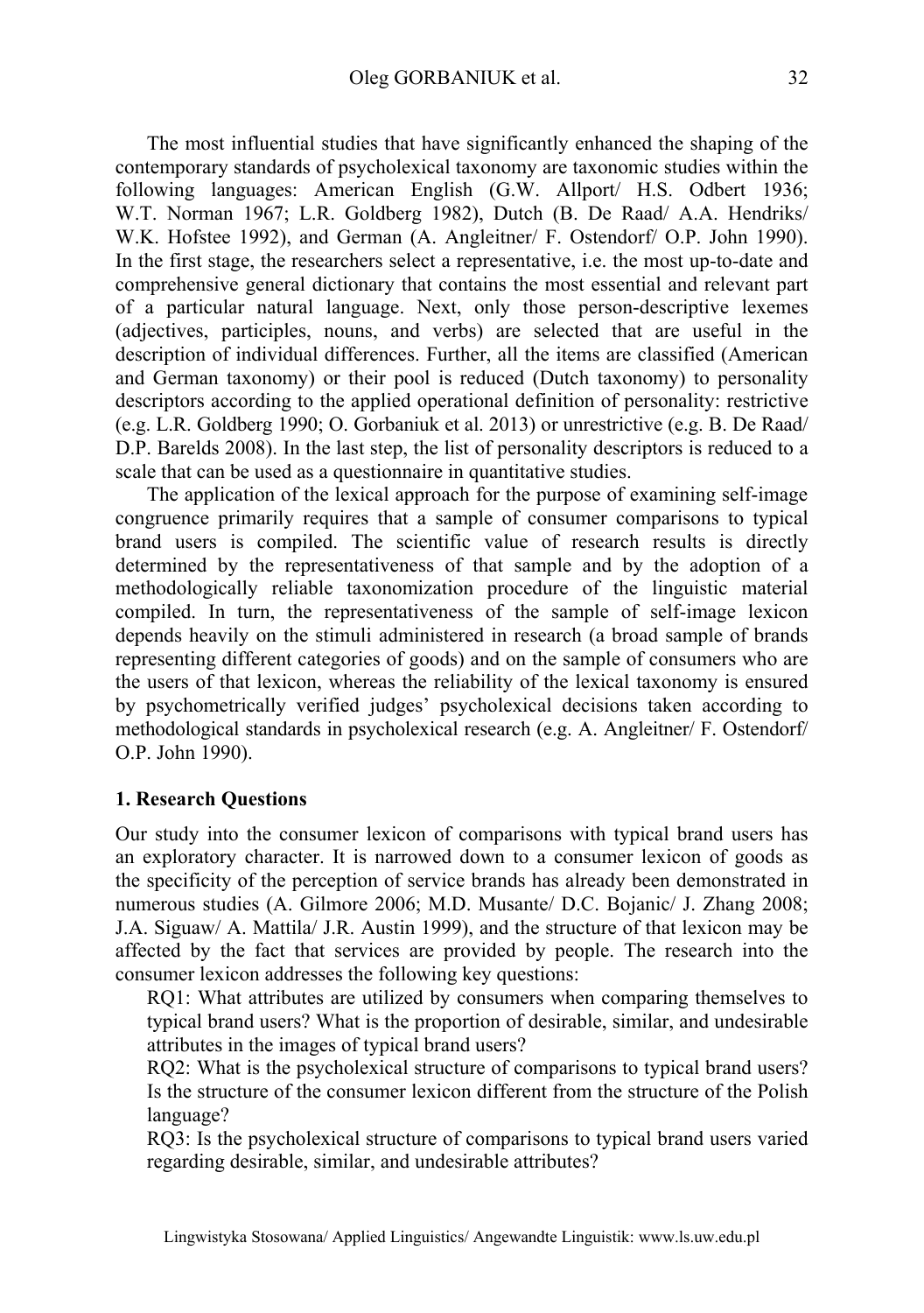The most influential studies that have significantly enhanced the shaping of the contemporary standards of psycholexical taxonomy are taxonomic studies within the following languages: American English (G.W. Allport/ H.S. Odbert 1936; W.T. Norman 1967; L.R. Goldberg 1982), Dutch (B. De Raad/ A.A. Hendriks/ W.K. Hofstee 1992), and German (A. Angleitner/ F. Ostendorf/ O.P. John 1990). In the first stage, the researchers select a representative, i.e. the most up-to-date and comprehensive general dictionary that contains the most essential and relevant part of a particular natural language. Next, only those person-descriptive lexemes (adjectives, participles, nouns, and verbs) are selected that are useful in the description of individual differences. Further, all the items are classified (American and German taxonomy) or their pool is reduced (Dutch taxonomy) to personality descriptors according to the applied operational definition of personality: restrictive (e.g. L.R. Goldberg 1990; O. Gorbaniuk et al. 2013) or unrestrictive (e.g. B. De Raad/ D.P. Barelds 2008). In the last step, the list of personality descriptors is reduced to a scale that can be used as a questionnaire in quantitative studies.

The application of the lexical approach for the purpose of examining self-image congruence primarily requires that a sample of consumer comparisons to typical brand users is compiled. The scientific value of research results is directly determined by the representativeness of that sample and by the adoption of a methodologically reliable taxonomization procedure of the linguistic material compiled. In turn, the representativeness of the sample of self-image lexicon depends heavily on the stimuli administered in research (a broad sample of brands representing different categories of goods) and on the sample of consumers who are the users of that lexicon, whereas the reliability of the lexical taxonomy is ensured by psychometrically verified judges' psycholexical decisions taken according to methodological standards in psycholexical research (e.g. A. Angleitner/ F. Ostendorf/ O.P. John 1990).

## 1. Research Questions

Our study into the consumer lexicon of comparisons with typical brand users has an exploratory character. It is narrowed down to a consumer lexicon of goods as the specificity of the perception of service brands has already been demonstrated in numerous studies (A. Gilmore 2006; M.D. Musante/ D.C. Bojanic/ J. Zhang 2008; J.A. Siguaw/ A. Mattila/ J.R. Austin 1999), and the structure of that lexicon may be affected by the fact that services are provided by people. The research into the consumer lexicon addresses the following key questions:

RQ1: What attributes are utilized by consumers when comparing themselves to typical brand users? What is the proportion of desirable, similar, and undesirable attributes in the images of typical brand users?

RQ2: What is the psycholexical structure of comparisons to typical brand users? Is the structure of the consumer lexicon different from the structure of the Polish language?

RQ3: Is the psycholexical structure of comparisons to typical brand users varied regarding desirable, similar, and undesirable attributes?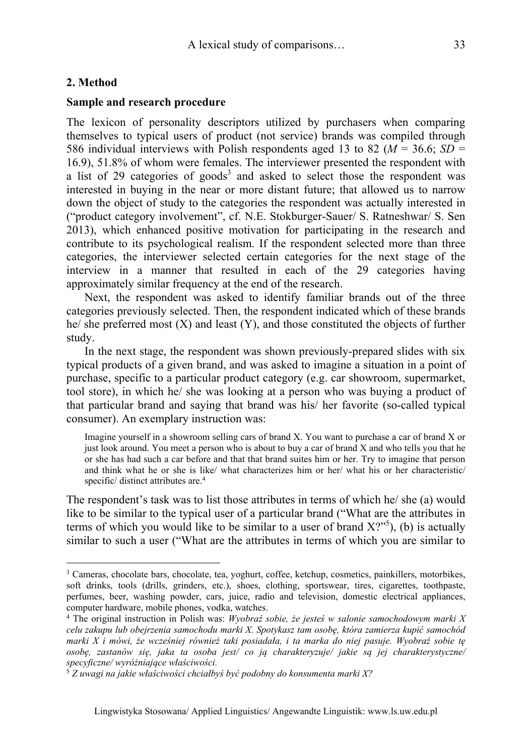## 2. Method

### Sample and research procedure

The lexicon of personality descriptors utilized by purchasers when comparing themselves to typical users of product (not service) brands was compiled through 586 individual interviews with Polish respondents aged 13 to 82 ($M$ = 36.6; $SD$ = 16.9), 51.8% of whom were females. The interviewer presented the respondent with a list of 29 categories of goods[3] and asked to select those the respondent was interested in buying in the near or more distant future; that allowed us to narrow down the object of study to the categories the respondent was actually interested in ("product category involvement", cf. N.E. Stokburger-Sauer/ S. Ratneshwar/ S. Sen 2013), which enhanced positive motivation for participating in the research and contribute to its psychological realism. If the respondent selected more than three categories, the interviewer selected certain categories for the next stage of the interview in a manner that resulted in each of the 29 categories having approximately similar frequency at the end of the research.

Next, the respondent was asked to identify familiar brands out of the three categories previously selected. Then, the respondent indicated which of these brands he/ she preferred most (X) and least (Y), and those constituted the objects of further study.

In the next stage, the respondent was shown previously-prepared slides with six typical products of a given brand, and was asked to imagine a situation in a point of purchase, specific to a particular product category (e.g. car showroom, supermarket, tool store), in which he/ she was looking at a person who was buying a product of that particular brand and saying that brand was his/ her favorite (so-called typical consumer). An exemplary instruction was:

> Imagine yourself in a showroom selling cars of brand X. You want to purchase a car of brand X or just look around. You meet a person who is about to buy a car of brand X and who tells you that he or she has had such a car before and that that brand suites him or her. Try to imagine that person and think what he or she is like/ what characterizes him or her/ what his or her characteristic/ specific/ distinct attributes are.[4]

The respondent's task was to list those attributes in terms of which he/ she (a) would like to be similar to the typical user of a particular brand ("What are the attributes in terms of which you would like to be similar to a user of brand X?"[5]), (b) is actually similar to such a user ("What are the attributes in terms of which you are similar to

---

[3] Cameras, chocolate bars, chocolate, tea, yoghurt, coffee, ketchup, cosmetics, painkillers, motorbikes, soft drinks, tools (drills, grinders, etc.), shoes, clothing, sportswear, tires, cigarettes, toothpaste, perfumes, beer, washing powder, cars, juice, radio and television, domestic electrical appliances, computer hardware, mobile phones, vodka, watches.

[4] The original instruction in Polish was: *Wyobraź sobie, że jesteś w salonie samochodowym marki X celu zakupu lub obejrzenia samochodu marki X. Spotykasz tam osobę, która zamierza kupić samochód marki X i mówi, że wcześniej również taki posiadała, i ta marka do niej pasuje. Wyobraź sobie tę osobę, zastanów się, jaka ta osoba jest/ co ją charakteryzuje/ jakie są jej charakterystyczne/ specyficzne/ wyróżniające właściwości.*

[5] *Z uwagi na jakie właściwości chciałbyś być podobny do konsumenta marki X?*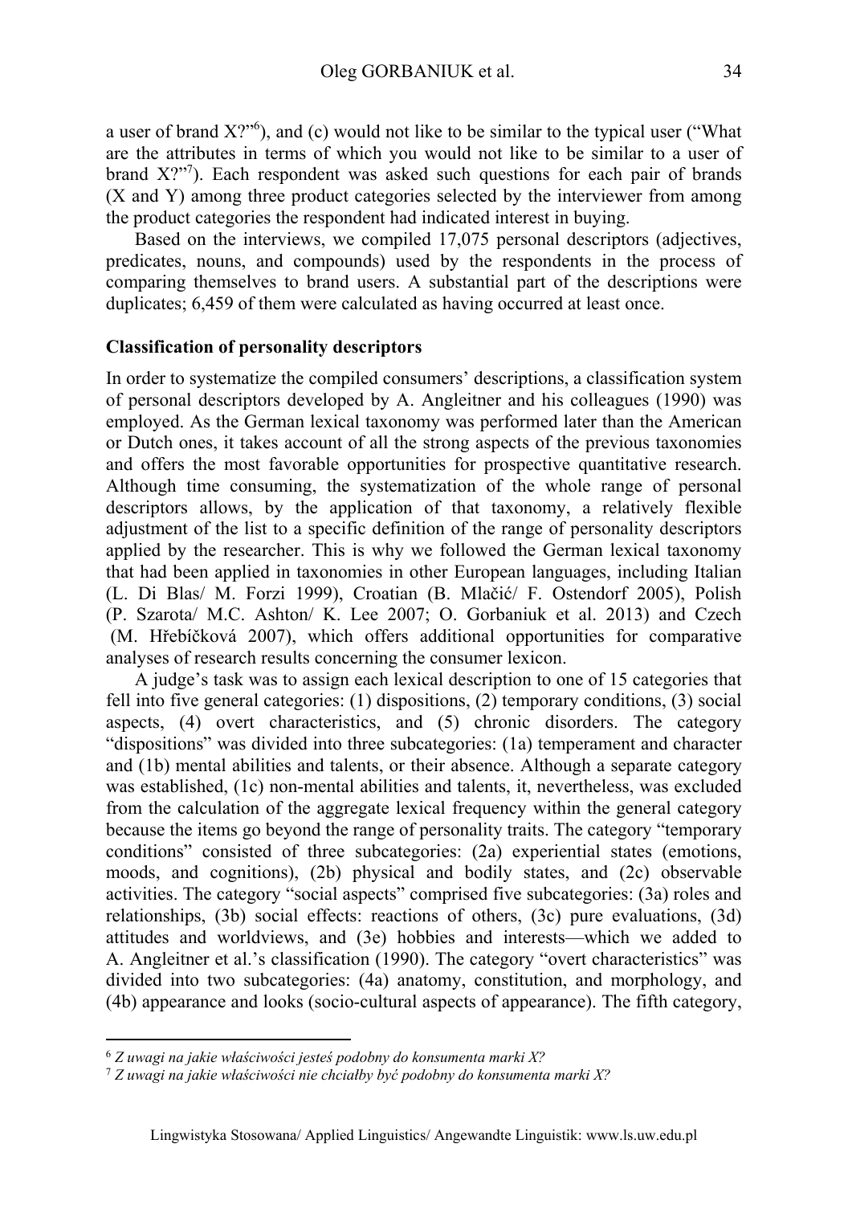a user of brand X?"[6]), and (c) would not like to be similar to the typical user ("What are the attributes in terms of which you would not like to be similar to a user of brand X?"[7]). Each respondent was asked such questions for each pair of brands (X and Y) among three product categories selected by the interviewer from among the product categories the respondent had indicated interest in buying.

Based on the interviews, we compiled 17,075 personal descriptors (adjectives, predicates, nouns, and compounds) used by the respondents in the process of comparing themselves to brand users. A substantial part of the descriptions were duplicates; 6,459 of them were calculated as having occurred at least once.

**Classification of personality descriptors**

In order to systematize the compiled consumers' descriptions, a classification system of personal descriptors developed by A. Angleitner and his colleagues (1990) was employed. As the German lexical taxonomy was performed later than the American or Dutch ones, it takes account of all the strong aspects of the previous taxonomies and offers the most favorable opportunities for prospective quantitative research. Although time consuming, the systematization of the whole range of personal descriptors allows, by the application of that taxonomy, a relatively flexible adjustment of the list to a specific definition of the range of personality descriptors applied by the researcher. This is why we followed the German lexical taxonomy that had been applied in taxonomies in other European languages, including Italian (L. Di Blas/ M. Forzi 1999), Croatian (B. Mlačić/ F. Ostendorf 2005), Polish (P. Szarota/ M.C. Ashton/ K. Lee 2007; O. Gorbaniuk et al. 2013) and Czech (M. Hřebíčková 2007), which offers additional opportunities for comparative analyses of research results concerning the consumer lexicon.

A judge's task was to assign each lexical description to one of 15 categories that fell into five general categories: (1) dispositions, (2) temporary conditions, (3) social aspects, (4) overt characteristics, and (5) chronic disorders. The category "dispositions" was divided into three subcategories: (1a) temperament and character and (1b) mental abilities and talents, or their absence. Although a separate category was established, (1c) non-mental abilities and talents, it, nevertheless, was excluded from the calculation of the aggregate lexical frequency within the general category because the items go beyond the range of personality traits. The category "temporary conditions" consisted of three subcategories: (2a) experiential states (emotions, moods, and cognitions), (2b) physical and bodily states, and (2c) observable activities. The category "social aspects" comprised five subcategories: (3a) roles and relationships, (3b) social effects: reactions of others, (3c) pure evaluations, (3d) attitudes and worldviews, and (3e) hobbies and interests—which we added to A. Angleitner et al.'s classification (1990). The category "overt characteristics" was divided into two subcategories: (4a) anatomy, constitution, and morphology, and (4b) appearance and looks (socio-cultural aspects of appearance). The fifth category,

[6] *Z uwagi na jakie właściwości jesteś podobny do konsumenta marki X?*

[7] *Z uwagi na jakie właściwości nie chciałby być podobny do konsumenta marki X?*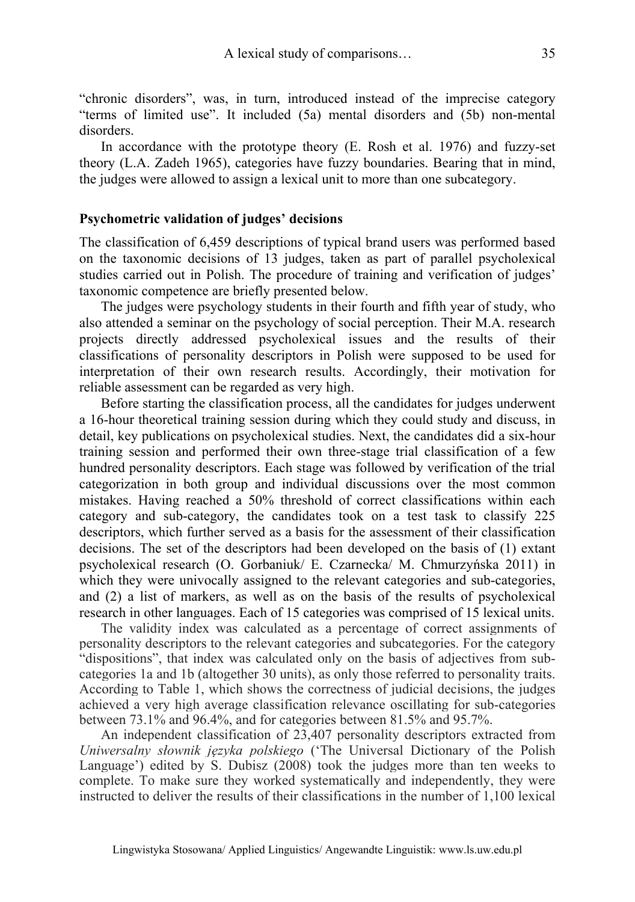"chronic disorders", was, in turn, introduced instead of the imprecise category "terms of limited use". It included (5a) mental disorders and (5b) non-mental disorders.

In accordance with the prototype theory (E. Rosh et al. 1976) and fuzzy-set theory (L.A. Zadeh 1965), categories have fuzzy boundaries. Bearing that in mind, the judges were allowed to assign a lexical unit to more than one subcategory.

### Psychometric validation of judges' decisions

The classification of 6,459 descriptions of typical brand users was performed based on the taxonomic decisions of 13 judges, taken as part of parallel psycholexical studies carried out in Polish. The procedure of training and verification of judges' taxonomic competence are briefly presented below.

The judges were psychology students in their fourth and fifth year of study, who also attended a seminar on the psychology of social perception. Their M.A. research projects directly addressed psycholexical issues and the results of their classifications of personality descriptors in Polish were supposed to be used for interpretation of their own research results. Accordingly, their motivation for reliable assessment can be regarded as very high.

Before starting the classification process, all the candidates for judges underwent a 16-hour theoretical training session during which they could study and discuss, in detail, key publications on psycholexical studies. Next, the candidates did a six-hour training session and performed their own three-stage trial classification of a few hundred personality descriptors. Each stage was followed by verification of the trial categorization in both group and individual discussions over the most common mistakes. Having reached a 50% threshold of correct classifications within each category and sub-category, the candidates took on a test task to classify 225 descriptors, which further served as a basis for the assessment of their classification decisions. The set of the descriptors had been developed on the basis of (1) extant psycholexical research (O. Gorbaniuk/ E. Czarnecka/ M. Chmurzyńska 2011) in which they were univocally assigned to the relevant categories and sub-categories, and (2) a list of markers, as well as on the basis of the results of psycholexical research in other languages. Each of 15 categories was comprised of 15 lexical units.

The validity index was calculated as a percentage of correct assignments of personality descriptors to the relevant categories and subcategories. For the category "dispositions", that index was calculated only on the basis of adjectives from sub-categories 1a and 1b (altogether 30 units), as only those referred to personality traits. According to Table 1, which shows the correctness of judicial decisions, the judges achieved a very high average classification relevance oscillating for sub-categories between 73.1% and 96.4%, and for categories between 81.5% and 95.7%.

An independent classification of 23,407 personality descriptors extracted from *Uniwersalny słownik języka polskiego* ('The Universal Dictionary of the Polish Language') edited by S. Dubisz (2008) took the judges more than ten weeks to complete. To make sure they worked systematically and independently, they were instructed to deliver the results of their classifications in the number of 1,100 lexical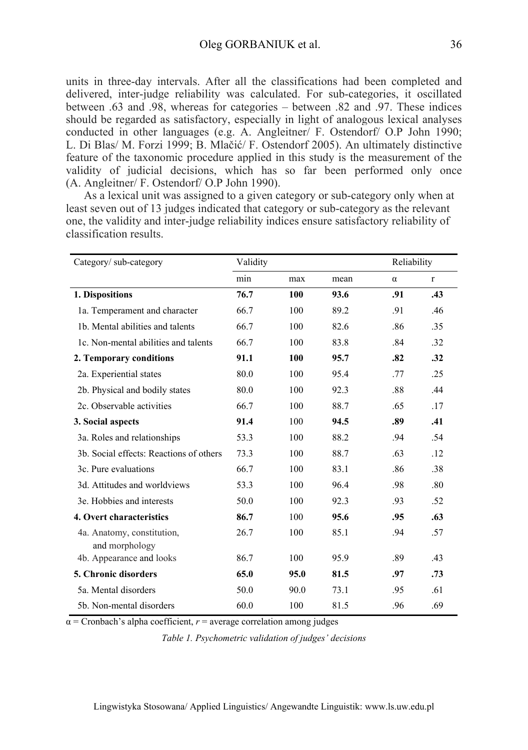units in three-day intervals. After all the classifications had been completed and delivered, inter-judge reliability was calculated. For sub-categories, it oscillated between .63 and .98, whereas for categories – between .82 and .97. These indices should be regarded as satisfactory, especially in light of analogous lexical analyses conducted in other languages (e.g. A. Angleitner/ F. Ostendorf/ O.P John 1990; L. Di Blas/ M. Forzi 1999; B. Mlačić/ F. Ostendorf 2005). An ultimately distinctive feature of the taxonomic procedure applied in this study is the measurement of the validity of judicial decisions, which has so far been performed only once (A. Angleitner/ F. Ostendorf/ O.P John 1990).

As a lexical unit was assigned to a given category or sub-category only when at least seven out of 13 judges indicated that category or sub-category as the relevant one, the validity and inter-judge reliability indices ensure satisfactory reliability of classification results.

| Category/ sub-category | Validity | | | Reliability | |
|---|---|---|---|---|---|
| | min | max | mean | α | r |
| **1. Dispositions** | **76.7** | **100** | **93.6** | **.91** | **.43** |
| 1a. Temperament and character | 66.7 | 100 | 89.2 | .91 | .46 |
| 1b. Mental abilities and talents | 66.7 | 100 | 82.6 | .86 | .35 |
| 1c. Non-mental abilities and talents | 66.7 | 100 | 83.8 | .84 | .32 |
| **2. Temporary conditions** | **91.1** | **100** | **95.7** | **.82** | **.32** |
| 2a. Experiential states | 80.0 | 100 | 95.4 | .77 | .25 |
| 2b. Physical and bodily states | 80.0 | 100 | 92.3 | .88 | .44 |
| 2c. Observable activities | 66.7 | 100 | 88.7 | .65 | .17 |
| **3. Social aspects** | **91.4** | 100 | **94.5** | **.89** | **.41** |
| 3a. Roles and relationships | 53.3 | 100 | 88.2 | .94 | .54 |
| 3b. Social effects: Reactions of others | 73.3 | 100 | 88.7 | .63 | .12 |
| 3c. Pure evaluations | 66.7 | 100 | 83.1 | .86 | .38 |
| 3d. Attitudes and worldviews | 53.3 | 100 | 96.4 | .98 | .80 |
| 3e. Hobbies and interests | 50.0 | 100 | 92.3 | .93 | .52 |
| **4. Overt characteristics** | **86.7** | 100 | **95.6** | **.95** | **.63** |
| 4a. Anatomy, constitution, and morphology | 26.7 | 100 | 85.1 | .94 | .57 |
| 4b. Appearance and looks | 86.7 | 100 | 95.9 | .89 | .43 |
| **5. Chronic disorders** | **65.0** | **95.0** | **81.5** | **.97** | **.73** |
| 5a. Mental disorders | 50.0 | 90.0 | 73.1 | .95 | .61 |
| 5b. Non-mental disorders | 60.0 | 100 | 81.5 | .96 | .69 |

α = Cronbach's alpha coefficient, *r* = average correlation among judges

*Table 1. Psychometric validation of judges' decisions*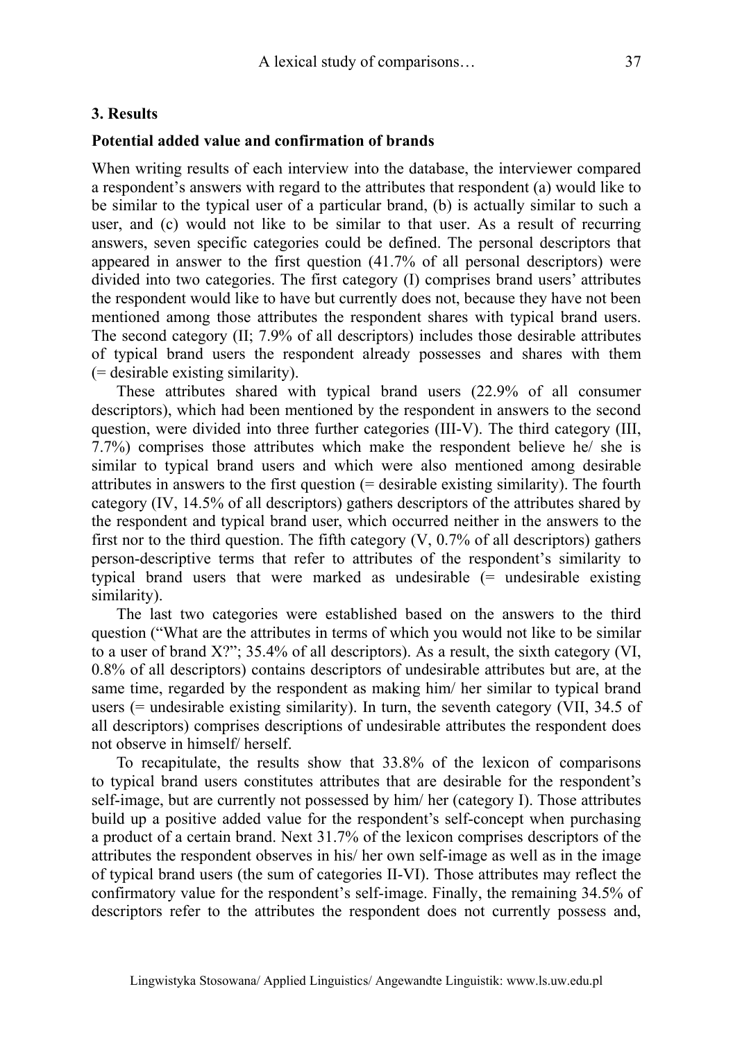## 3. Results

### Potential added value and confirmation of brands

When writing results of each interview into the database, the interviewer compared a respondent's answers with regard to the attributes that respondent (a) would like to be similar to the typical user of a particular brand, (b) is actually similar to such a user, and (c) would not like to be similar to that user. As a result of recurring answers, seven specific categories could be defined. The personal descriptors that appeared in answer to the first question (41.7% of all personal descriptors) were divided into two categories. The first category (I) comprises brand users' attributes the respondent would like to have but currently does not, because they have not been mentioned among those attributes the respondent shares with typical brand users. The second category (II; 7.9% of all descriptors) includes those desirable attributes of typical brand users the respondent already possesses and shares with them (= desirable existing similarity).

These attributes shared with typical brand users (22.9% of all consumer descriptors), which had been mentioned by the respondent in answers to the second question, were divided into three further categories (III-V). The third category (III, 7.7%) comprises those attributes which make the respondent believe he/ she is similar to typical brand users and which were also mentioned among desirable attributes in answers to the first question (= desirable existing similarity). The fourth category (IV, 14.5% of all descriptors) gathers descriptors of the attributes shared by the respondent and typical brand user, which occurred neither in the answers to the first nor to the third question. The fifth category (V, 0.7% of all descriptors) gathers person-descriptive terms that refer to attributes of the respondent's similarity to typical brand users that were marked as undesirable (= undesirable existing similarity).

The last two categories were established based on the answers to the third question ("What are the attributes in terms of which you would not like to be similar to a user of brand X?"; 35.4% of all descriptors). As a result, the sixth category (VI, 0.8% of all descriptors) contains descriptors of undesirable attributes but are, at the same time, regarded by the respondent as making him/ her similar to typical brand users (= undesirable existing similarity). In turn, the seventh category (VII, 34.5 of all descriptors) comprises descriptions of undesirable attributes the respondent does not observe in himself/ herself.

To recapitulate, the results show that 33.8% of the lexicon of comparisons to typical brand users constitutes attributes that are desirable for the respondent's self-image, but are currently not possessed by him/ her (category I). Those attributes build up a positive added value for the respondent's self-concept when purchasing a product of a certain brand. Next 31.7% of the lexicon comprises descriptors of the attributes the respondent observes in his/ her own self-image as well as in the image of typical brand users (the sum of categories II-VI). Those attributes may reflect the confirmatory value for the respondent's self-image. Finally, the remaining 34.5% of descriptors refer to the attributes the respondent does not currently possess and,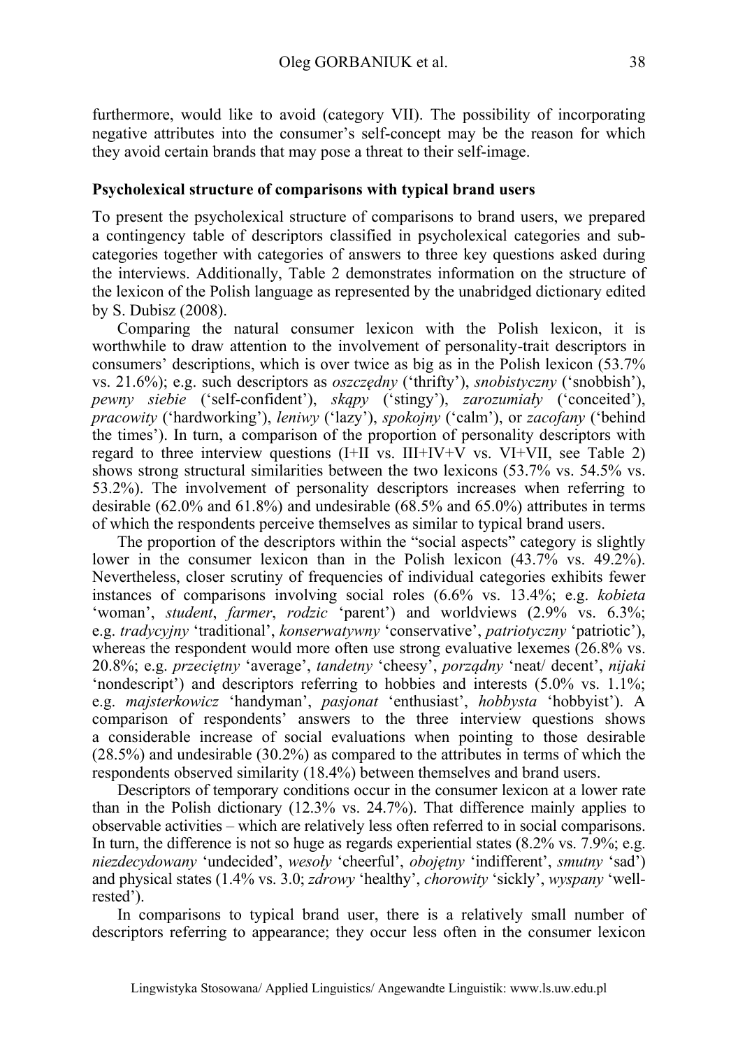furthermore, would like to avoid (category VII). The possibility of incorporating negative attributes into the consumer's self-concept may be the reason for which they avoid certain brands that may pose a threat to their self-image.

### Psycholexical structure of comparisons with typical brand users

To present the psycholexical structure of comparisons to brand users, we prepared a contingency table of descriptors classified in psycholexical categories and sub-categories together with categories of answers to three key questions asked during the interviews. Additionally, Table 2 demonstrates information on the structure of the lexicon of the Polish language as represented by the unabridged dictionary edited by S. Dubisz (2008).

Comparing the natural consumer lexicon with the Polish lexicon, it is worthwhile to draw attention to the involvement of personality-trait descriptors in consumers' descriptions, which is over twice as big as in the Polish lexicon (53.7% vs. 21.6%); e.g. such descriptors as *oszczędny* ('thrifty'), *snobistyczny* ('snobbish'), *pewny siebie* ('self-confident'), *skąpy* ('stingy'), *zarozumiały* ('conceited'), *pracowity* ('hardworking'), *leniwy* ('lazy'), *spokojny* ('calm'), or *zacofany* ('behind the times'). In turn, a comparison of the proportion of personality descriptors with regard to three interview questions (I+II vs. III+IV+V vs. VI+VII, see Table 2) shows strong structural similarities between the two lexicons (53.7% vs. 54.5% vs. 53.2%). The involvement of personality descriptors increases when referring to desirable (62.0% and 61.8%) and undesirable (68.5% and 65.0%) attributes in terms of which the respondents perceive themselves as similar to typical brand users.

The proportion of the descriptors within the "social aspects" category is slightly lower in the consumer lexicon than in the Polish lexicon (43.7% vs. 49.2%). Nevertheless, closer scrutiny of frequencies of individual categories exhibits fewer instances of comparisons involving social roles (6.6% vs. 13.4%; e.g. *kobieta* 'woman', *student*, *farmer*, *rodzic* 'parent') and worldviews (2.9% vs. 6.3%; e.g. *tradycyjny* 'traditional', *konserwatywny* 'conservative', *patriotyczny* 'patriotic'), whereas the respondent would more often use strong evaluative lexemes (26.8% vs. 20.8%; e.g. *przeciętny* 'average', *tandetny* 'cheesy', *porządny* 'neat/ decent', *nijaki* 'nondescript') and descriptors referring to hobbies and interests (5.0% vs. 1.1%; e.g. *majsterkowicz* 'handyman', *pasjonat* 'enthusiast', *hobbysta* 'hobbyist'). A comparison of respondents' answers to the three interview questions shows a considerable increase of social evaluations when pointing to those desirable (28.5%) and undesirable (30.2%) as compared to the attributes in terms of which the respondents observed similarity (18.4%) between themselves and brand users.

Descriptors of temporary conditions occur in the consumer lexicon at a lower rate than in the Polish dictionary (12.3% vs. 24.7%). That difference mainly applies to observable activities – which are relatively less often referred to in social comparisons. In turn, the difference is not so huge as regards experiential states (8.2% vs. 7.9%; e.g. *niezdecydowany* 'undecided', *wesoły* 'cheerful', *obojętny* 'indifferent', *smutny* 'sad') and physical states (1.4% vs. 3.0; *zdrowy* 'healthy', *chorowity* 'sickly', *wyspany* 'well-rested').

In comparisons to typical brand user, there is a relatively small number of descriptors referring to appearance; they occur less often in the consumer lexicon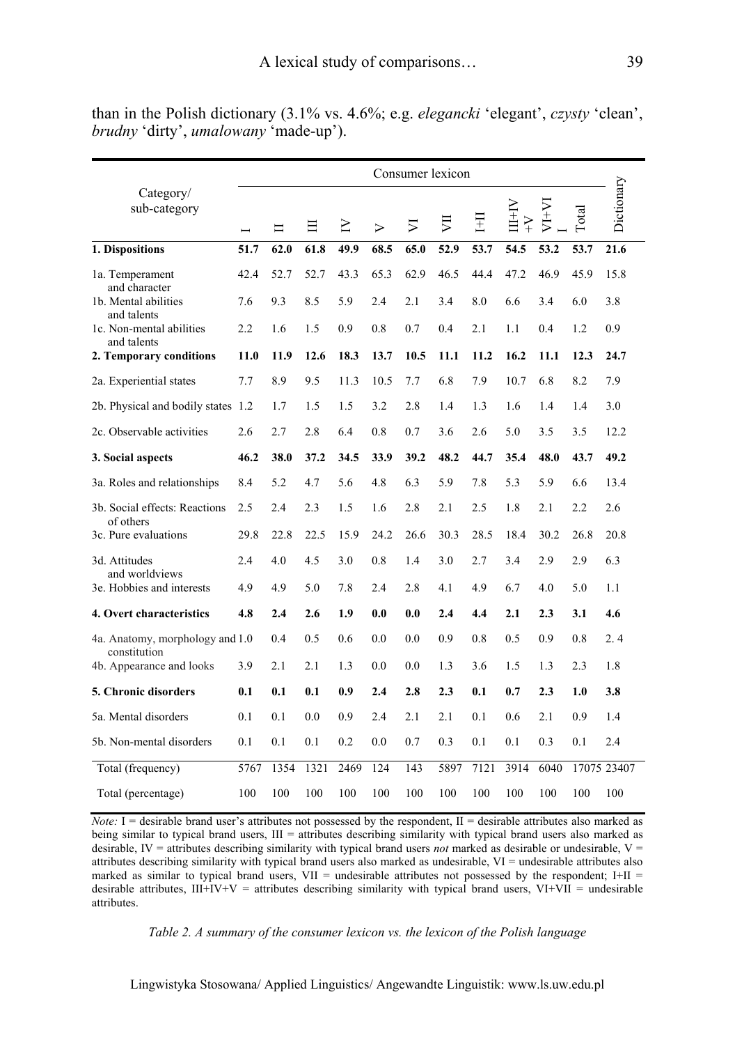than in the Polish dictionary (3.1% vs. 4.6%; e.g. *elegancki* 'elegant', *czysty* 'clean', *brudny* 'dirty', *umalowany* 'made-up').

| Category/ sub-category | Consumer lexicon | | | | | | | | | | | Dictionary |
|---|---|---|---|---|---|---|---|---|---|---|---|---|
| | I | II | III | IV | V | VI | VII | I+II | III+IV+V | VI+VII | Total | |
| **1. Dispositions** | **51.7** | **62.0** | **61.8** | **49.9** | **68.5** | **65.0** | **52.9** | **53.7** | **54.5** | **53.2** | **53.7** | **21.6** |
| 1a. Temperament and character | 42.4 | 52.7 | 52.7 | 43.3 | 65.3 | 62.9 | 46.5 | 44.4 | 47.2 | 46.9 | 45.9 | 15.8 |
| 1b. Mental abilities and talents | 7.6 | 9.3 | 8.5 | 5.9 | 2.4 | 2.1 | 3.4 | 8.0 | 6.6 | 3.4 | 6.0 | 3.8 |
| 1c. Non-mental abilities and talents | 2.2 | 1.6 | 1.5 | 0.9 | 0.8 | 0.7 | 0.4 | 2.1 | 1.1 | 0.4 | 1.2 | 0.9 |
| **2. Temporary conditions** | **11.0** | **11.9** | **12.6** | **18.3** | **13.7** | **10.5** | **11.1** | **11.2** | **16.2** | **11.1** | **12.3** | **24.7** |
| 2a. Experiential states | 7.7 | 8.9 | 9.5 | 11.3 | 10.5 | 7.7 | 6.8 | 7.9 | 10.7 | 6.8 | 8.2 | 7.9 |
| 2b. Physical and bodily states | 1.2 | 1.7 | 1.5 | 1.5 | 3.2 | 2.8 | 1.4 | 1.3 | 1.6 | 1.4 | 1.4 | 3.0 |
| 2c. Observable activities | 2.6 | 2.7 | 2.8 | 6.4 | 0.8 | 0.7 | 3.6 | 2.6 | 5.0 | 3.5 | 3.5 | 12.2 |
| **3. Social aspects** | **46.2** | **38.0** | **37.2** | **34.5** | **33.9** | **39.2** | **48.2** | **44.7** | **35.4** | **48.0** | **43.7** | **49.2** |
| 3a. Roles and relationships | 8.4 | 5.2 | 4.7 | 5.6 | 4.8 | 6.3 | 5.9 | 7.8 | 5.3 | 5.9 | 6.6 | 13.4 |
| 3b. Social effects: Reactions of others | 2.5 | 2.4 | 2.3 | 1.5 | 1.6 | 2.8 | 2.1 | 2.5 | 1.8 | 2.1 | 2.2 | 2.6 |
| 3c. Pure evaluations | 29.8 | 22.8 | 22.5 | 15.9 | 24.2 | 26.6 | 30.3 | 28.5 | 18.4 | 30.2 | 26.8 | 20.8 |
| 3d. Attitudes and worldviews | 2.4 | 4.0 | 4.5 | 3.0 | 0.8 | 1.4 | 3.0 | 2.7 | 3.4 | 2.9 | 2.9 | 6.3 |
| 3e. Hobbies and interests | 4.9 | 4.9 | 5.0 | 7.8 | 2.4 | 2.8 | 4.1 | 4.9 | 6.7 | 4.0 | 5.0 | 1.1 |
| **4. Overt characteristics** | **4.8** | **2.4** | **2.6** | **1.9** | **0.0** | **0.0** | **2.4** | **4.4** | **2.1** | **2.3** | **3.1** | **4.6** |
| 4a. Anatomy, morphology and constitution | 1.0 | 0.4 | 0.5 | 0.6 | 0.0 | 0.0 | 0.9 | 0.8 | 0.5 | 0.9 | 0.8 | 2. 4 |
| 4b. Appearance and looks | 3.9 | 2.1 | 2.1 | 1.3 | 0.0 | 0.0 | 1.3 | 3.6 | 1.5 | 1.3 | 2.3 | 1.8 |
| **5. Chronic disorders** | **0.1** | **0.1** | **0.1** | **0.9** | **2.4** | **2.8** | **2.3** | **0.1** | **0.7** | **2.3** | **1.0** | **3.8** |
| 5a. Mental disorders | 0.1 | 0.1 | 0.0 | 0.9 | 2.4 | 2.1 | 2.1 | 0.1 | 0.6 | 2.1 | 0.9 | 1.4 |
| 5b. Non-mental disorders | 0.1 | 0.1 | 0.1 | 0.2 | 0.0 | 0.7 | 0.3 | 0.1 | 0.1 | 0.3 | 0.1 | 2.4 |
| Total (frequency) | 5767 | 1354 | 1321 | 2469 | 124 | 143 | 5897 | 7121 | 3914 | 6040 | 17075 | 23407 |
| Total (percentage) | 100 | 100 | 100 | 100 | 100 | 100 | 100 | 100 | 100 | 100 | 100 | 100 |

*Note:* I = desirable brand user's attributes not possessed by the respondent, II = desirable attributes also marked as being similar to typical brand users, III = attributes describing similarity with typical brand users also marked as desirable, IV = attributes describing similarity with typical brand users *not* marked as desirable or undesirable, V = attributes describing similarity with typical brand users also marked as undesirable, VI = undesirable attributes also marked as similar to typical brand users, VII = undesirable attributes not possessed by the respondent; I+II = desirable attributes, III+IV+V = attributes describing similarity with typical brand users, VI+VII = undesirable attributes.

*Table 2. A summary of the consumer lexicon vs. the lexicon of the Polish language*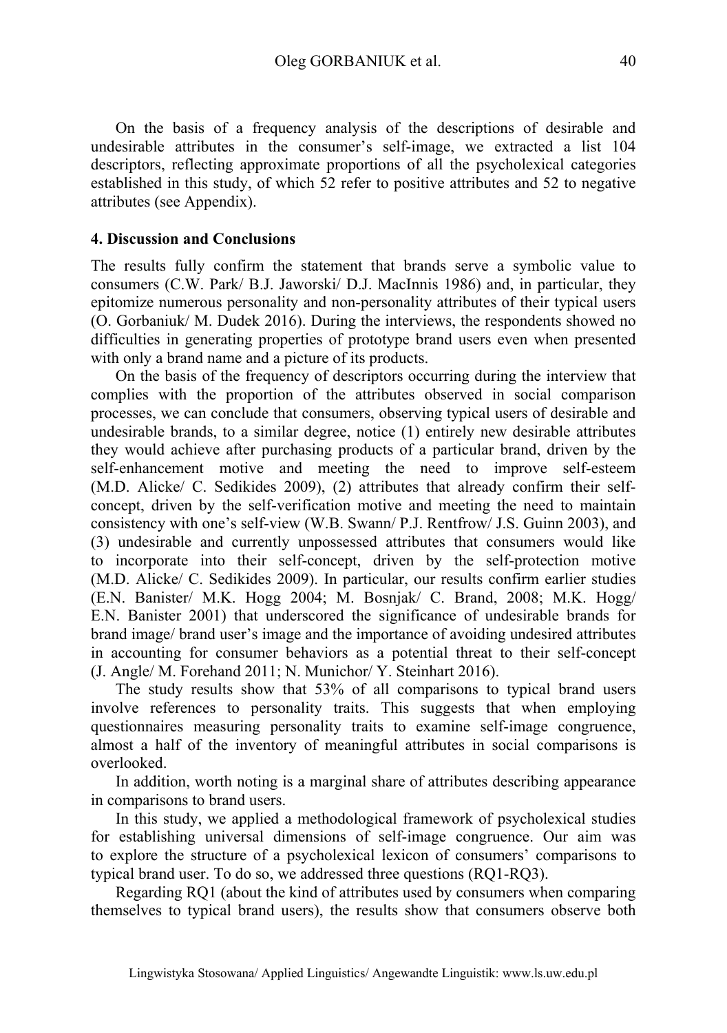On the basis of a frequency analysis of the descriptions of desirable and undesirable attributes in the consumer's self-image, we extracted a list 104 descriptors, reflecting approximate proportions of all the psycholexical categories established in this study, of which 52 refer to positive attributes and 52 to negative attributes (see Appendix).

## 4. Discussion and Conclusions

The results fully confirm the statement that brands serve a symbolic value to consumers (C.W. Park/ B.J. Jaworski/ D.J. MacInnis 1986) and, in particular, they epitomize numerous personality and non-personality attributes of their typical users (O. Gorbaniuk/ M. Dudek 2016). During the interviews, the respondents showed no difficulties in generating properties of prototype brand users even when presented with only a brand name and a picture of its products.

On the basis of the frequency of descriptors occurring during the interview that complies with the proportion of the attributes observed in social comparison processes, we can conclude that consumers, observing typical users of desirable and undesirable brands, to a similar degree, notice (1) entirely new desirable attributes they would achieve after purchasing products of a particular brand, driven by the self-enhancement motive and meeting the need to improve self-esteem (M.D. Alicke/ C. Sedikides 2009), (2) attributes that already confirm their self-concept, driven by the self-verification motive and meeting the need to maintain consistency with one's self-view (W.B. Swann/ P.J. Rentfrow/ J.S. Guinn 2003), and (3) undesirable and currently unpossessed attributes that consumers would like to incorporate into their self-concept, driven by the self-protection motive (M.D. Alicke/ C. Sedikides 2009). In particular, our results confirm earlier studies (E.N. Banister/ M.K. Hogg 2004; M. Bosnjak/ C. Brand, 2008; M.K. Hogg/ E.N. Banister 2001) that underscored the significance of undesirable brands for brand image/ brand user's image and the importance of avoiding undesired attributes in accounting for consumer behaviors as a potential threat to their self-concept (J. Angle/ M. Forehand 2011; N. Munichor/ Y. Steinhart 2016).

The study results show that 53% of all comparisons to typical brand users involve references to personality traits. This suggests that when employing questionnaires measuring personality traits to examine self-image congruence, almost a half of the inventory of meaningful attributes in social comparisons is overlooked.

In addition, worth noting is a marginal share of attributes describing appearance in comparisons to brand users.

In this study, we applied a methodological framework of psycholexical studies for establishing universal dimensions of self-image congruence. Our aim was to explore the structure of a psycholexical lexicon of consumers' comparisons to typical brand user. To do so, we addressed three questions (RQ1-RQ3).

Regarding RQ1 (about the kind of attributes used by consumers when comparing themselves to typical brand users), the results show that consumers observe both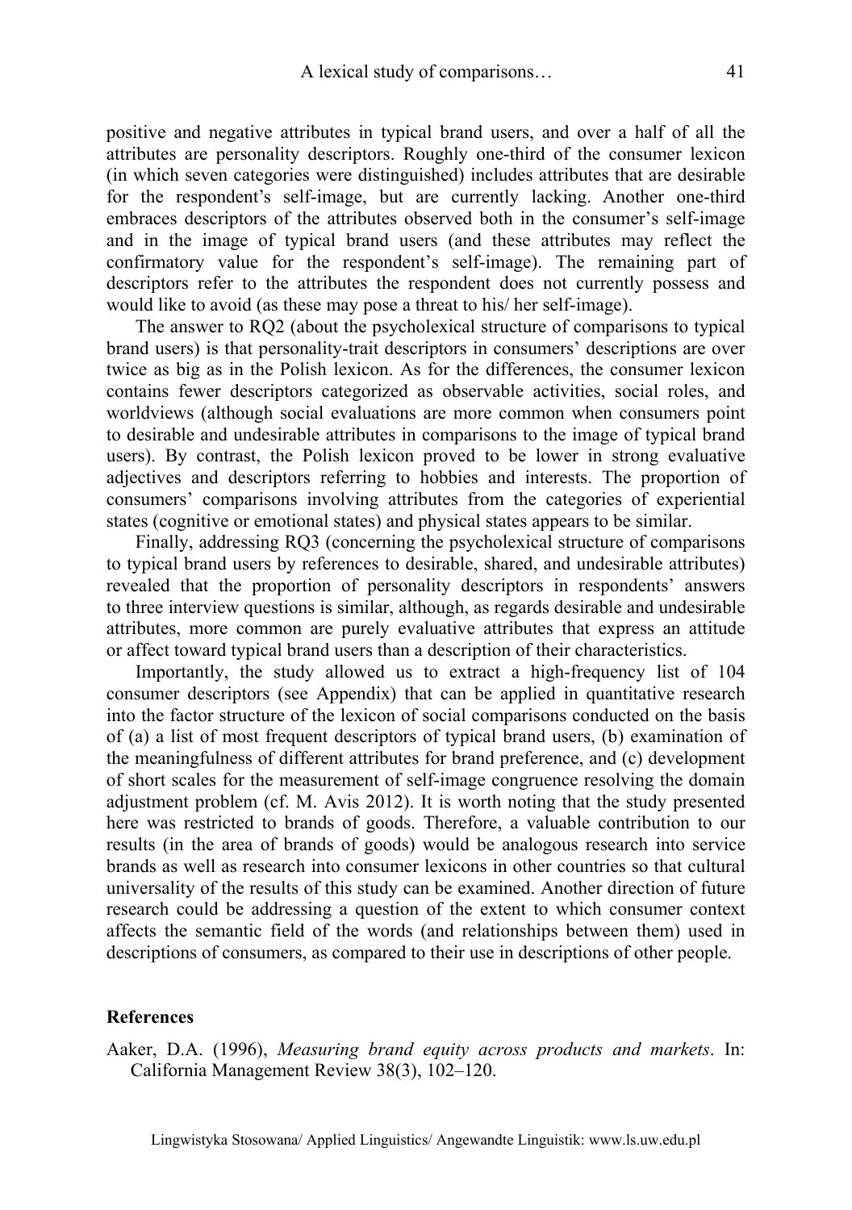positive and negative attributes in typical brand users, and over a half of all the attributes are personality descriptors. Roughly one-third of the consumer lexicon (in which seven categories were distinguished) includes attributes that are desirable for the respondent's self-image, but are currently lacking. Another one-third embraces descriptors of the attributes observed both in the consumer's self-image and in the image of typical brand users (and these attributes may reflect the confirmatory value for the respondent's self-image). The remaining part of descriptors refer to the attributes the respondent does not currently possess and would like to avoid (as these may pose a threat to his/ her self-image).

The answer to RQ2 (about the psycholexical structure of comparisons to typical brand users) is that personality-trait descriptors in consumers' descriptions are over twice as big as in the Polish lexicon. As for the differences, the consumer lexicon contains fewer descriptors categorized as observable activities, social roles, and worldviews (although social evaluations are more common when consumers point to desirable and undesirable attributes in comparisons to the image of typical brand users). By contrast, the Polish lexicon proved to be lower in strong evaluative adjectives and descriptors referring to hobbies and interests. The proportion of consumers' comparisons involving attributes from the categories of experiential states (cognitive or emotional states) and physical states appears to be similar.

Finally, addressing RQ3 (concerning the psycholexical structure of comparisons to typical brand users by references to desirable, shared, and undesirable attributes) revealed that the proportion of personality descriptors in respondents' answers to three interview questions is similar, although, as regards desirable and undesirable attributes, more common are purely evaluative attributes that express an attitude or affect toward typical brand users than a description of their characteristics.

Importantly, the study allowed us to extract a high-frequency list of 104 consumer descriptors (see Appendix) that can be applied in quantitative research into the factor structure of the lexicon of social comparisons conducted on the basis of (a) a list of most frequent descriptors of typical brand users, (b) examination of the meaningfulness of different attributes for brand preference, and (c) development of short scales for the measurement of self-image congruence resolving the domain adjustment problem (cf. M. Avis 2012). It is worth noting that the study presented here was restricted to brands of goods. Therefore, a valuable contribution to our results (in the area of brands of goods) would be analogous research into service brands as well as research into consumer lexicons in other countries so that cultural universality of the results of this study can be examined. Another direction of future research could be addressing a question of the extent to which consumer context affects the semantic field of the words (and relationships between them) used in descriptions of consumers, as compared to their use in descriptions of other people.

## References

Aaker, D.A. (1996), *Measuring brand equity across products and markets*. In: California Management Review 38(3), 102–120.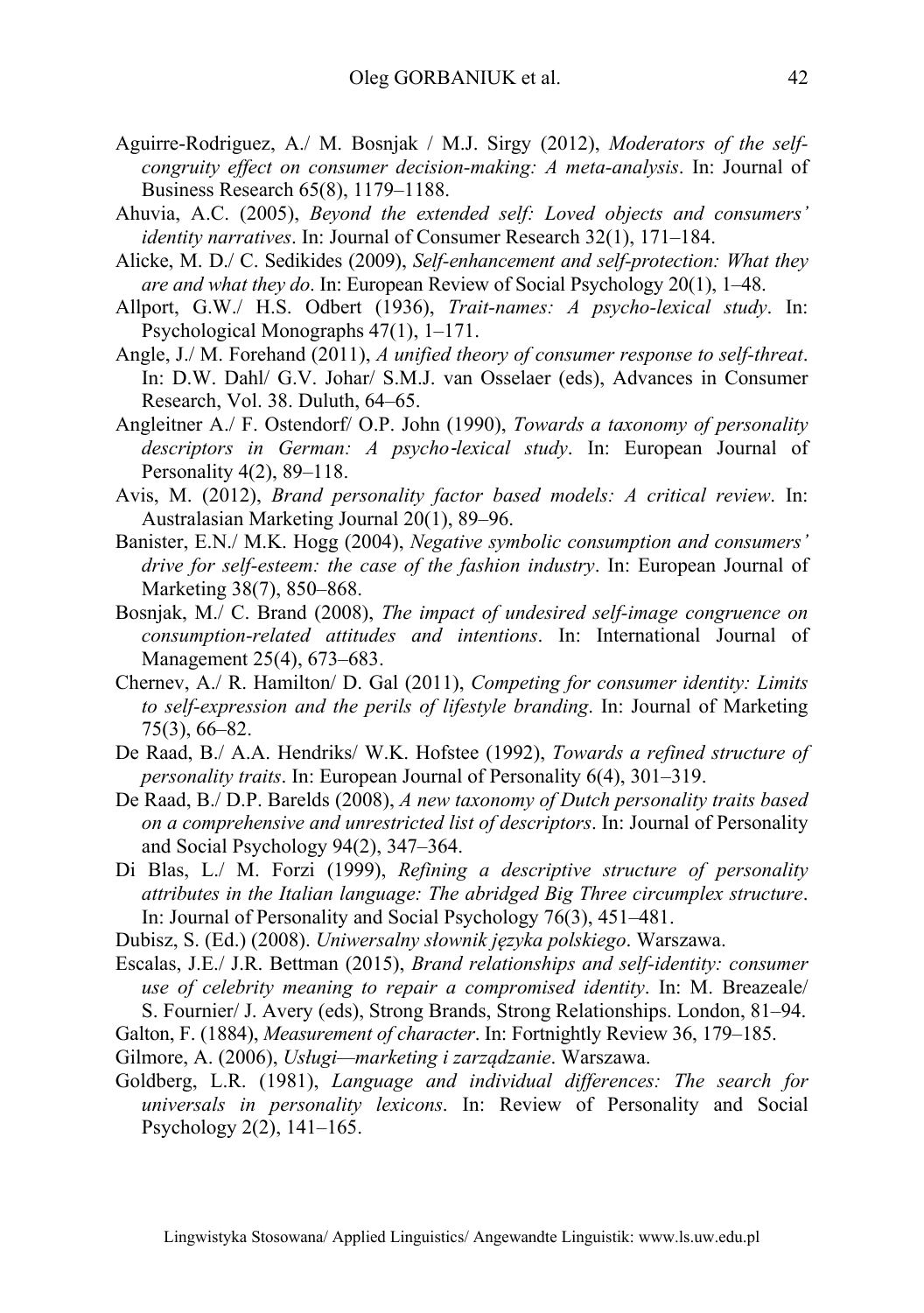Aguirre-Rodriguez, A./ M. Bosnjak / M.J. Sirgy (2012), *Moderators of the self-congruity effect on consumer decision-making: A meta-analysis*. In: Journal of Business Research 65(8), 1179–1188.

Ahuvia, A.C. (2005), *Beyond the extended self: Loved objects and consumers' identity narratives*. In: Journal of Consumer Research 32(1), 171–184.

Alicke, M. D./ C. Sedikides (2009), *Self-enhancement and self-protection: What they are and what they do*. In: European Review of Social Psychology 20(1), 1–48.

Allport, G.W./ H.S. Odbert (1936), *Trait-names: A psycho-lexical study*. In: Psychological Monographs 47(1), 1–171.

Angle, J./ M. Forehand (2011), *A unified theory of consumer response to self-threat*. In: D.W. Dahl/ G.V. Johar/ S.M.J. van Osselaer (eds), Advances in Consumer Research, Vol. 38. Duluth, 64–65.

Angleitner A./ F. Ostendorf/ O.P. John (1990), *Towards a taxonomy of personality descriptors in German: A psycho-lexical study*. In: European Journal of Personality 4(2), 89–118.

Avis, M. (2012), *Brand personality factor based models: A critical review*. In: Australasian Marketing Journal 20(1), 89–96.

Banister, E.N./ M.K. Hogg (2004), *Negative symbolic consumption and consumers' drive for self-esteem: the case of the fashion industry*. In: European Journal of Marketing 38(7), 850–868.

Bosnjak, M./ C. Brand (2008), *The impact of undesired self-image congruence on consumption-related attitudes and intentions*. In: International Journal of Management 25(4), 673–683.

Chernev, A./ R. Hamilton/ D. Gal (2011), *Competing for consumer identity: Limits to self-expression and the perils of lifestyle branding*. In: Journal of Marketing 75(3), 66–82.

De Raad, B./ A.A. Hendriks/ W.K. Hofstee (1992), *Towards a refined structure of personality traits*. In: European Journal of Personality 6(4), 301–319.

De Raad, B./ D.P. Barelds (2008), *A new taxonomy of Dutch personality traits based on a comprehensive and unrestricted list of descriptors*. In: Journal of Personality and Social Psychology 94(2), 347–364.

Di Blas, L./ M. Forzi (1999), *Refining a descriptive structure of personality attributes in the Italian language: The abridged Big Three circumplex structure*. In: Journal of Personality and Social Psychology 76(3), 451–481.

Dubisz, S. (Ed.) (2008). *Uniwersalny słownik języka polskiego*. Warszawa.

Escalas, J.E./ J.R. Bettman (2015), *Brand relationships and self-identity: consumer use of celebrity meaning to repair a compromised identity*. In: M. Breazeale/ S. Fournier/ J. Avery (eds), Strong Brands, Strong Relationships. London, 81–94.

Galton, F. (1884), *Measurement of character*. In: Fortnightly Review 36, 179–185.

Gilmore, A. (2006), *Usługi—marketing i zarządzanie*. Warszawa.

Goldberg, L.R. (1981), *Language and individual differences: The search for universals in personality lexicons*. In: Review of Personality and Social Psychology 2(2), 141–165.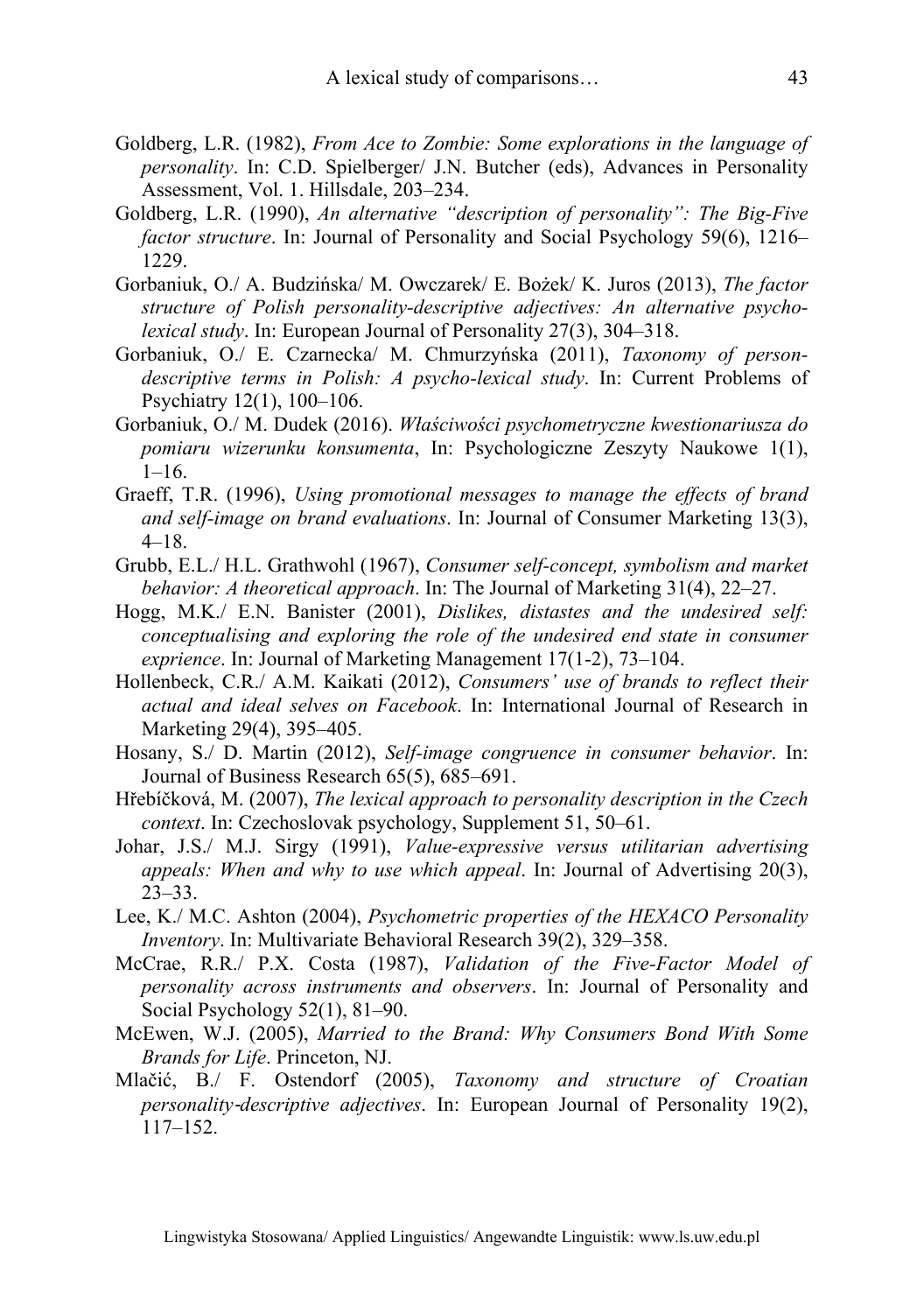Goldberg, L.R. (1982), *From Ace to Zombie: Some explorations in the language of personality*. In: C.D. Spielberger/ J.N. Butcher (eds), Advances in Personality Assessment, Vol. 1. Hillsdale, 203–234.

Goldberg, L.R. (1990), *An alternative "description of personality": The Big-Five factor structure*. In: Journal of Personality and Social Psychology 59(6), 1216–1229.

Gorbaniuk, O./ A. Budzińska/ M. Owczarek/ E. Bożek/ K. Juros (2013), *The factor structure of Polish personality-descriptive adjectives: An alternative psycho-lexical study*. In: European Journal of Personality 27(3), 304–318.

Gorbaniuk, O./ E. Czarnecka/ M. Chmurzyńska (2011), *Taxonomy of person-descriptive terms in Polish: A psycho-lexical study*. In: Current Problems of Psychiatry 12(1), 100–106.

Gorbaniuk, O./ M. Dudek (2016). *Właściwości psychometryczne kwestionariusza do pomiaru wizerunku konsumenta*, In: Psychologiczne Zeszyty Naukowe 1(1), 1–16.

Graeff, T.R. (1996), *Using promotional messages to manage the effects of brand and self-image on brand evaluations*. In: Journal of Consumer Marketing 13(3), 4–18.

Grubb, E.L./ H.L. Grathwohl (1967), *Consumer self-concept, symbolism and market behavior: A theoretical approach*. In: The Journal of Marketing 31(4), 22–27.

Hogg, M.K./ E.N. Banister (2001), *Dislikes, distastes and the undesired self: conceptualising and exploring the role of the undesired end state in consumer exprience*. In: Journal of Marketing Management 17(1-2), 73–104.

Hollenbeck, C.R./ A.M. Kaikati (2012), *Consumers' use of brands to reflect their actual and ideal selves on Facebook*. In: International Journal of Research in Marketing 29(4), 395–405.

Hosany, S./ D. Martin (2012), *Self-image congruence in consumer behavior*. In: Journal of Business Research 65(5), 685–691.

Hřebíčková, M. (2007), *The lexical approach to personality description in the Czech context*. In: Czechoslovak psychology, Supplement 51, 50–61.

Johar, J.S./ M.J. Sirgy (1991), *Value-expressive versus utilitarian advertising appeals: When and why to use which appeal*. In: Journal of Advertising 20(3), 23–33.

Lee, K./ M.C. Ashton (2004), *Psychometric properties of the HEXACO Personality Inventory*. In: Multivariate Behavioral Research 39(2), 329–358.

McCrae, R.R./ P.X. Costa (1987), *Validation of the Five-Factor Model of personality across instruments and observers*. In: Journal of Personality and Social Psychology 52(1), 81–90.

McEwen, W.J. (2005), *Married to the Brand: Why Consumers Bond With Some Brands for Life*. Princeton, NJ.

Mlačić, B./ F. Ostendorf (2005), *Taxonomy and structure of Croatian personality-descriptive adjectives*. In: European Journal of Personality 19(2), 117–152.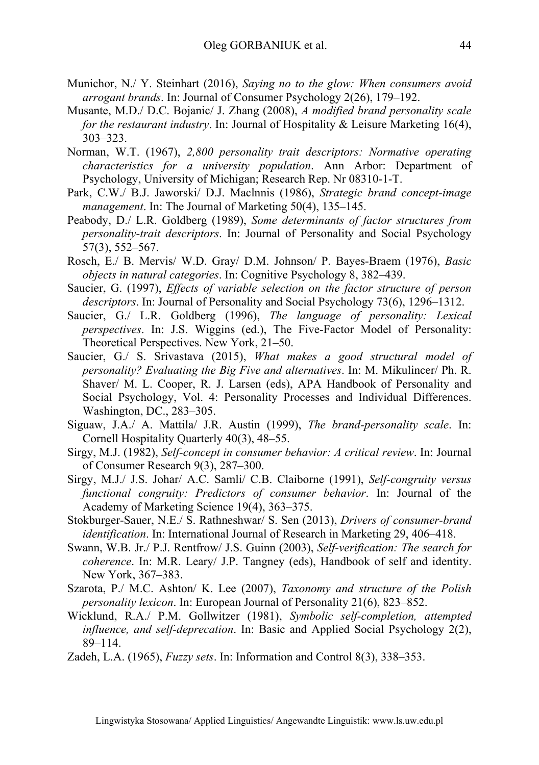Munichor, N./ Y. Steinhart (2016), *Saying no to the glow: When consumers avoid arrogant brands*. In: Journal of Consumer Psychology 2(26), 179–192.

Musante, M.D./ D.C. Bojanic/ J. Zhang (2008), *A modified brand personality scale for the restaurant industry*. In: Journal of Hospitality & Leisure Marketing 16(4), 303–323.

Norman, W.T. (1967), *2,800 personality trait descriptors: Normative operating characteristics for a university population*. Ann Arbor: Department of Psychology, University of Michigan; Research Rep. Nr 08310-1-T.

Park, C.W./ B.J. Jaworski/ D.J. Maclnnis (1986), *Strategic brand concept-image management*. In: The Journal of Marketing 50(4), 135–145.

Peabody, D./ L.R. Goldberg (1989), *Some determinants of factor structures from personality-trait descriptors*. In: Journal of Personality and Social Psychology 57(3), 552–567.

Rosch, E./ B. Mervis/ W.D. Gray/ D.M. Johnson/ P. Bayes-Braem (1976), *Basic objects in natural categories*. In: Cognitive Psychology 8, 382–439.

Saucier, G. (1997), *Effects of variable selection on the factor structure of person descriptors*. In: Journal of Personality and Social Psychology 73(6), 1296–1312.

Saucier, G./ L.R. Goldberg (1996), *The language of personality: Lexical perspectives*. In: J.S. Wiggins (ed.), The Five-Factor Model of Personality: Theoretical Perspectives. New York, 21–50.

Saucier, G./ S. Srivastava (2015), *What makes a good structural model of personality? Evaluating the Big Five and alternatives*. In: M. Mikulincer/ Ph. R. Shaver/ M. L. Cooper, R. J. Larsen (eds), APA Handbook of Personality and Social Psychology, Vol. 4: Personality Processes and Individual Differences. Washington, DC., 283–305.

Siguaw, J.A./ A. Mattila/ J.R. Austin (1999), *The brand-personality scale*. In: Cornell Hospitality Quarterly 40(3), 48–55.

Sirgy, M.J. (1982), *Self-concept in consumer behavior: A critical review*. In: Journal of Consumer Research 9(3), 287–300.

Sirgy, M.J./ J.S. Johar/ A.C. Samli/ C.B. Claiborne (1991), *Self-congruity versus functional congruity: Predictors of consumer behavior*. In: Journal of the Academy of Marketing Science 19(4), 363–375.

Stokburger-Sauer, N.E./ S. Rathneshwar/ S. Sen (2013), *Drivers of consumer-brand identification*. In: International Journal of Research in Marketing 29, 406–418.

Swann, W.B. Jr./ P.J. Rentfrow/ J.S. Guinn (2003), *Self-verification: The search for coherence*. In: M.R. Leary/ J.P. Tangney (eds), Handbook of self and identity. New York, 367–383.

Szarota, P./ M.C. Ashton/ K. Lee (2007), *Taxonomy and structure of the Polish personality lexicon*. In: European Journal of Personality 21(6), 823–852.

Wicklund, R.A./ P.M. Gollwitzer (1981), *Symbolic self-completion, attempted influence, and self-deprecation*. In: Basic and Applied Social Psychology 2(2), 89–114.

Zadeh, L.A. (1965), *Fuzzy sets*. In: Information and Control 8(3), 338–353.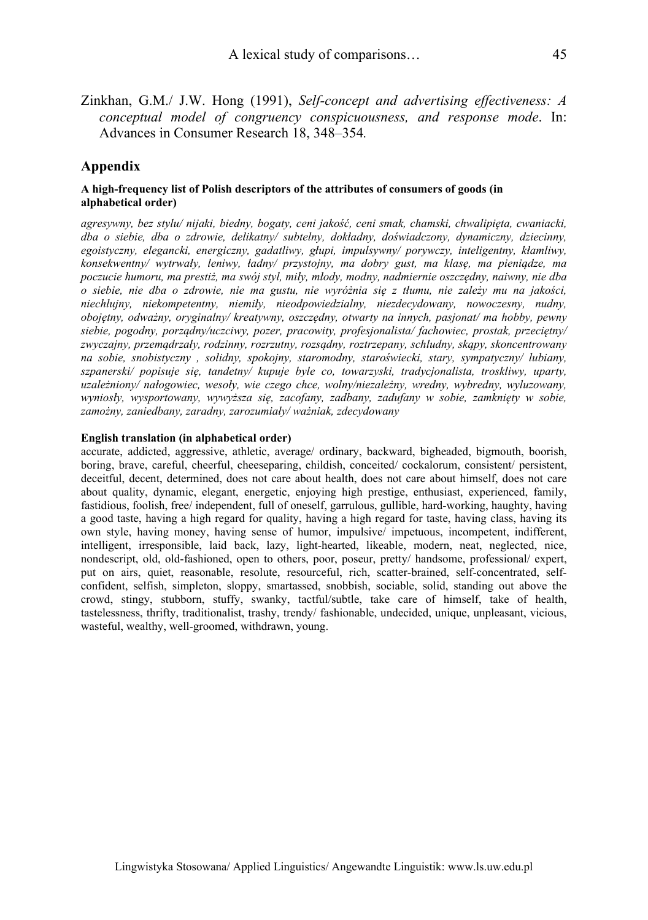Zinkhan, G.M./ J.W. Hong (1991), *Self-concept and advertising effectiveness: A conceptual model of congruency conspicuousness, and response mode*. In: Advances in Consumer Research 18, 348–354.

## Appendix

**A high-frequency list of Polish descriptors of the attributes of consumers of goods (in alphabetical order)**

*agresywny, bez stylu/ nijaki, biedny, bogaty, ceni jakość, ceni smak, chamski, chwalipięta, cwaniacki, dba o siebie, dba o zdrowie, delikatny/ subtelny, dokładny, doświadczony, dynamiczny, dziecinny, egoistyczny, elegancki, energiczny, gadatliwy, głupi, impulsywny/ porywczy, inteligentny, kłamliwy, konsekwentny/ wytrwały, leniwy, ładny/ przystojny, ma dobry gust, ma klasę, ma pieniądze, ma poczucie humoru, ma prestiż, ma swój styl, miły, młody, modny, nadmiernie oszczędny, naiwny, nie dba o siebie, nie dba o zdrowie, nie ma gustu, nie wyróżnia się z tłumu, nie zależy mu na jakości, niechlujny, niekompetentny, niemiły, nieodpowiedzialny, niezdecydowany, nowoczesny, nudny, obojętny, odważny, oryginalny/ kreatywny, oszczędny, otwarty na innych, pasjonat/ ma hobby, pewny siebie, pogodny, porządny/uczciwy, pozer, pracowity, profesjonalista/ fachowiec, prostak, przeciętny/ zwyczajny, przemądrzały, rodzinny, rozrzutny, rozsądny, roztrzepany, schludny, skąpy, skoncentrowany na sobie, snobistyczny , solidny, spokojny, staromodny, staroświecki, stary, sympatyczny/ lubiany, szpanerski/ popisuje się, tandetny/ kupuje byle co, towarzyski, tradycjonalista, troskliwy, uparty, uzależniony/ nałogowiec, wesoły, wie czego chce, wolny/niezależny, wredny, wybredny, wyluzowany, wyniosły, wysportowany, wywyższa się, zacofany, zadbany, zadufany w sobie, zamknięty w sobie, zamożny, zaniedbany, zaradny, zarozumiały/ ważniak, zdecydowany*

**English translation (in alphabetical order)**

accurate, addicted, aggressive, athletic, average/ ordinary, backward, bigheaded, bigmouth, boorish, boring, brave, careful, cheerful, cheeseparing, childish, conceited/ cockalorum, consistent/ persistent, deceitful, decent, determined, does not care about health, does not care about himself, does not care about quality, dynamic, elegant, energetic, enjoying high prestige, enthusiast, experienced, family, fastidious, foolish, free/ independent, full of oneself, garrulous, gullible, hard-working, haughty, having a good taste, having a high regard for quality, having a high regard for taste, having class, having its own style, having money, having sense of humor, impulsive/ impetuous, incompetent, indifferent, intelligent, irresponsible, laid back, lazy, light-hearted, likeable, modern, neat, neglected, nice, nondescript, old, old-fashioned, open to others, poor, poseur, pretty/ handsome, professional/ expert, put on airs, quiet, reasonable, resolute, resourceful, rich, scatter-brained, self-concentrated, self-confident, selfish, simpleton, sloppy, smartassed, snobbish, sociable, solid, standing out above the crowd, stingy, stubborn, stuffy, swanky, tactful/subtle, take care of himself, take of health, tastelessness, thrifty, traditionalist, trashy, trendy/ fashionable, undecided, unique, unpleasant, vicious, wasteful, wealthy, well-groomed, withdrawn, young.